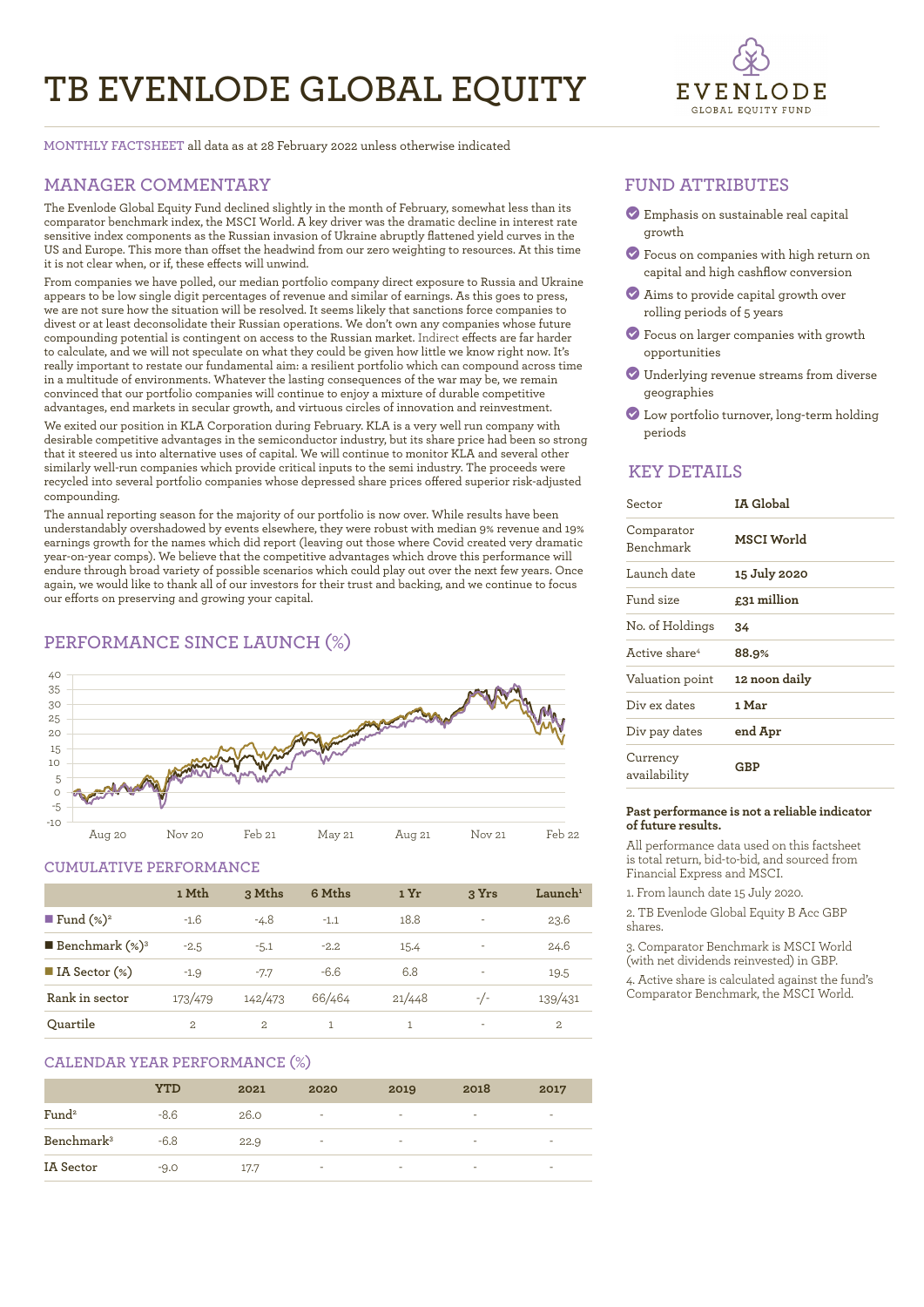# TB EVENLODE GLOBAL EQUITY

EVENLODE
GLOBAL EQUITY FUND

MONTHLY FACTSHEET all data as at 28 February 2022 unless otherwise indicated

## MANAGER COMMENTARY

The Evenlode Global Equity Fund declined slightly in the month of February, somewhat less than its comparator benchmark index, the MSCI World. A key driver was the dramatic decline in interest rate sensitive index components as the Russian invasion of Ukraine abruptly flattened yield curves in the US and Europe. This more than offset the headwind from our zero weighting to resources. At this time it is not clear when, or if, these effects will unwind.

From companies we have polled, our median portfolio company direct exposure to Russia and Ukraine appears to be low single digit percentages of revenue and similar of earnings. As this goes to press, we are not sure how the situation will be resolved. It seems likely that sanctions force companies to divest or at least deconsolidate their Russian operations. We don't own any companies whose future compounding potential is contingent on access to the Russian market. Indirect effects are far harder to calculate, and we will not speculate on what they could be given how little we know right now. It's really important to restate our fundamental aim: a resilient portfolio which can compound across time in a multitude of environments. Whatever the lasting consequences of the war may be, we remain convinced that our portfolio companies will continue to enjoy a mixture of durable competitive advantages, end markets in secular growth, and virtuous circles of innovation and reinvestment.

We exited our position in KLA Corporation during February. KLA is a very well run company with desirable competitive advantages in the semiconductor industry, but its share price had been so strong that it steered us into alternative uses of capital. We will continue to monitor KLA and several other similarly well-run companies which provide critical inputs to the semi industry. The proceeds were recycled into several portfolio companies whose depressed share prices offered superior risk-adjusted compounding.

The annual reporting season for the majority of our portfolio is now over. While results have been understandably overshadowed by events elsewhere, they were robust with median 9% revenue and 19% earnings growth for the names which did report (leaving out those where Covid created very dramatic year-on-year comps). We believe that the competitive advantages which drove this performance will endure through broad variety of possible scenarios which could play out over the next few years. Once again, we would like to thank all of our investors for their trust and backing, and we continue to focus our efforts on preserving and growing your capital.

## PERFORMANCE SINCE LAUNCH (%)

## CUMULATIVE PERFORMANCE

| | 1 Mth | 3 Mths | 6 Mths | 1 Yr | 3 Yrs | Launch[1] |
|---|---|---|---|---|---|---|
| Fund (%)[2] | -1.6 | -4.8 | -1.1 | 18.8 | - | 23.6 |
| Benchmark (%)[3] | -2.5 | -5.1 | -2.2 | 15.4 | - | 24.6 |
| IA Sector (%) | -1.9 | -7.7 | -6.6 | 6.8 | - | 19.5 |
| Rank in sector | 173/479 | 142/473 | 66/464 | 21/448 | -/- | 139/431 |
| Quartile | 2 | 2 | 1 | 1 | - | 2 |

## CALENDAR YEAR PERFORMANCE (%)

| | YTD | 2021 | 2020 | 2019 | 2018 | 2017 |
|---|---|---|---|---|---|---|
| Fund[2] | -8.6 | 26.0 | - | - | - | - |
| Benchmark[3] | -6.8 | 22.9 | - | - | - | - |
| IA Sector | -9.0 | 17.7 | - | - | - | - |

## FUND ATTRIBUTES

- Emphasis on sustainable real capital growth
- Focus on companies with high return on capital and high cashflow conversion
- Aims to provide capital growth over rolling periods of 5 years
- Focus on larger companies with growth opportunities
- Underlying revenue streams from diverse geographies
- Low portfolio turnover, long-term holding periods

## KEY DETAILS

| | |
|---|---|
| Sector | **IA Global** |
| Comparator Benchmark | **MSCI World** |
| Launch date | **15 July 2020** |
| Fund size | **£31 million** |
| No. of Holdings | **34** |
| Active share[4] | **88.9%** |
| Valuation point | **12 noon daily** |
| Div ex dates | **1 Mar** |
| Div pay dates | **end Apr** |
| Currency availability | **GBP** |

**Past performance is not a reliable indicator of future results.**

All performance data used on this factsheet is total return, bid-to-bid, and sourced from Financial Express and MSCI.

1. From launch date 15 July 2020.

2. TB Evenlode Global Equity B Acc GBP shares.

3. Comparator Benchmark is MSCI World (with net dividends reinvested) in GBP.

4. Active share is calculated against the fund's Comparator Benchmark, the MSCI World.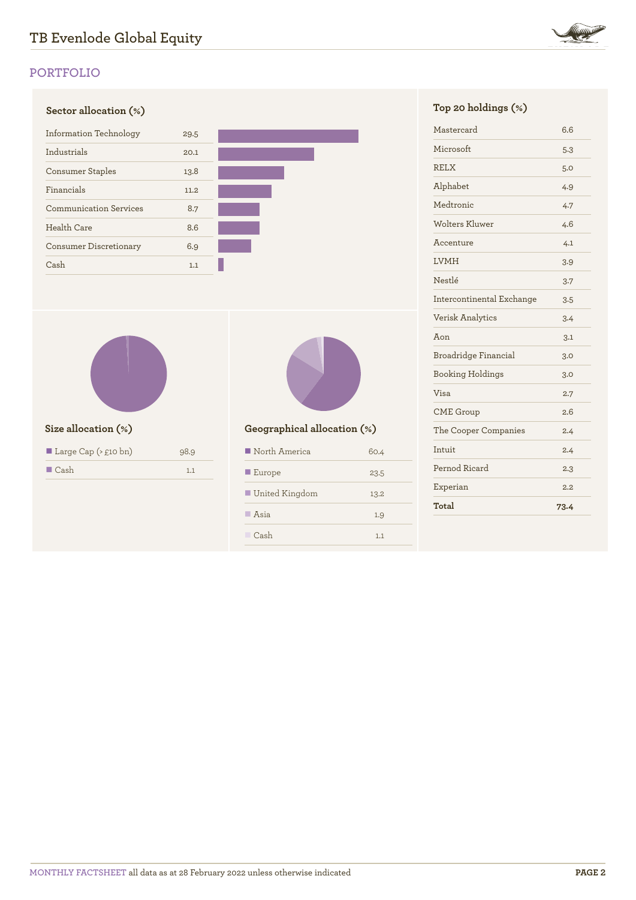## PORTFOLIO

### Sector allocation (%)

| Sector | % |
|---|---|
| Information Technology | 29.5 |
| Industrials | 20.1 |
| Consumer Staples | 13.8 |
| Financials | 11.2 |
| Communication Services | 8.7 |
| Health Care | 8.6 |
| Consumer Discretionary | 6.9 |
| Cash | 1.1 |

### Size allocation (%)

| Size | % |
|---|---|
| Large Cap (> £10 bn) | 98.9 |
| Cash | 1.1 |

### Geographical allocation (%)

| Region | % |
|---|---|
| North America | 60.4 |
| Europe | 23.5 |
| United Kingdom | 13.2 |
| Asia | 1.9 |
| Cash | 1.1 |

### Top 20 holdings (%)

| Holding | % |
|---|---|
| Mastercard | 6.6 |
| Microsoft | 5.3 |
| RELX | 5.0 |
| Alphabet | 4.9 |
| Medtronic | 4.7 |
| Wolters Kluwer | 4.6 |
| Accenture | 4.1 |
| LVMH | 3.9 |
| Nestlé | 3.7 |
| Intercontinental Exchange | 3.5 |
| Verisk Analytics | 3.4 |
| Aon | 3.1 |
| Broadridge Financial | 3.0 |
| Booking Holdings | 3.0 |
| Visa | 2.7 |
| CME Group | 2.6 |
| The Cooper Companies | 2.4 |
| Intuit | 2.4 |
| Pernod Ricard | 2.3 |
| Experian | 2.2 |
| **Total** | **73.4** |

MONTHLY FACTSHEET all data as at 28 February 2022 unless otherwise indicated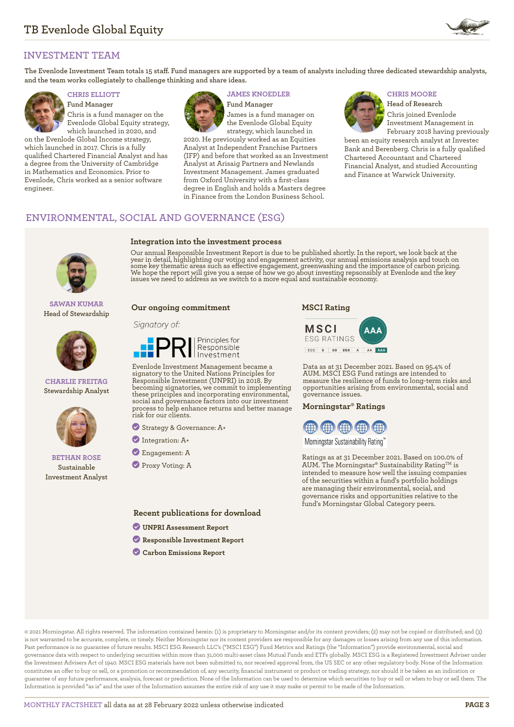# TB Evenlode Global Equity

## INVESTMENT TEAM

The Evenlode Investment Team totals 15 staff. Fund managers are supported by a team of analysts including three dedicated stewardship analysts, and the team works collegiately to challenge thinking and share ideas.

### CHRIS ELLIOTT
Fund Manager

Chris is a fund manager on the Evenlode Global Equity strategy, which launched in 2020, and on the Evenlode Global Income strategy, which launched in 2017. Chris is a fully qualified Chartered Financial Analyst and has a degree from the University of Cambridge in Mathematics and Economics. Prior to Evenlode, Chris worked as a senior software engineer.

### JAMES KNOEDLER
Fund Manager

James is a fund manager on the Evenlode Global Equity strategy, which launched in 2020. He previously worked as an Equities Analyst at Independent Franchise Partners (IFP) and before that worked as an Investment Analyst at Arisaig Partners and Newlands Investment Management. James graduated from Oxford University with a first-class degree in English and holds a Masters degree in Finance from the London Business School.

### CHRIS MOORE
Head of Research

Chris joined Evenlode Investment Management in February 2018 having previously been an equity research analyst at Investec Bank and Berenberg. Chris is a fully qualified Chartered Accountant and Chartered Financial Analyst, and studied Accounting and Finance at Warwick University.

## ENVIRONMENTAL, SOCIAL AND GOVERNANCE (ESG)

**SAWAN KUMAR**
Head of Stewardship

**CHARLIE FREITAG**
Stewardship Analyst

**BETHAN ROSE**
Sustainable Investment Analyst

### Integration into the investment process

Our annual Responsible Investment Report is due to be published shortly. In the report, we look back at the year in detail, highlighting our voting and engagement activity, our annual emissions analysis and touch on some key thematic areas such as effective engagement, greenwashing and the importance of carbon pricing. We hope the report will give you a sense of how we go about investing repsonsibly at Evenlode and the key issues we need to address as we switch to a more equal and sustainable economy.

### Our ongoing commitment

*Signatory of:*

PRI Principles for Responsible Investment

Evenlode Investment Management became a signatory to the United Nations Principles for Responsible Investment (UNPRI) in 2018. By becoming signatories, we commit to implementing these principles and incorporating environmental, social and governance factors into our investment process to help enhance returns and better manage risk for our clients.

- Strategy & Governance: A+
- Integration: A+
- Engagement: A
- Proxy Voting: A

### MSCI Rating

MSCI ESG RATINGS — AAA

CCC | B | BB | BBB | A | AA | AAA

Data as at 31 December 2021. Based on 95.4% of AUM. MSCI ESG Fund ratings are intended to measure the resilience of funds to long-term risks and opportunities arising from environmental, social and governance issues.

### Morningstar® Ratings

Morningstar Sustainability Rating™

Ratings as at 31 December 2021. Based on 100.0% of AUM. The Morningstar® Sustainability Rating™ is intended to measure how well the issuing companies of the securities within a fund's portfolio holdings are managing their environmental, social, and governance risks and opportunities relative to the fund's Morningstar Global Category peers.

### Recent publications for download

- **UNPRI Assessment Report**
- **Responsible Investment Report**
- **Carbon Emissions Report**

© 2021 Morningstar. All rights reserved. The information contained herein: (1) is proprietary to Morningstar and/or its content providers; (2) may not be copied or distributed; and (3) is not warranted to be accurate, complete, or timely. Neither Morningstar nor its content providers are responsible for any damages or losses arising from any use of this information. Past performance is no guarantee of future results. MSCI ESG Research LLC's ("MSCI ESG") Fund Metrics and Ratings (the "Information") provide environmental, social and governance data with respect to underlying securities within more than 31,000 multi-asset class Mutual Funds and ETFs globally. MSCI ESG is a Registered Investment Adviser under the Investment Advisers Act of 1940. MSCI ESG materials have not been submitted to, nor received approval from, the US SEC or any other regulatory body. None of the Information constitutes an offer to buy or sell, or a promotion or recommendation of, any security, financial instrument or product or trading strategy, nor should it be taken as an indication or guarantee of any future performance, analysis, forecast or prediction. None of the Information can be used to determine which securities to buy or sell or when to buy or sell them. The Information is provided "as is" and the user of the Information assumes the entire risk of any use it may make or permit to be made of the Information.

MONTHLY FACTSHEET all data as at 28 February 2022 unless otherwise indicated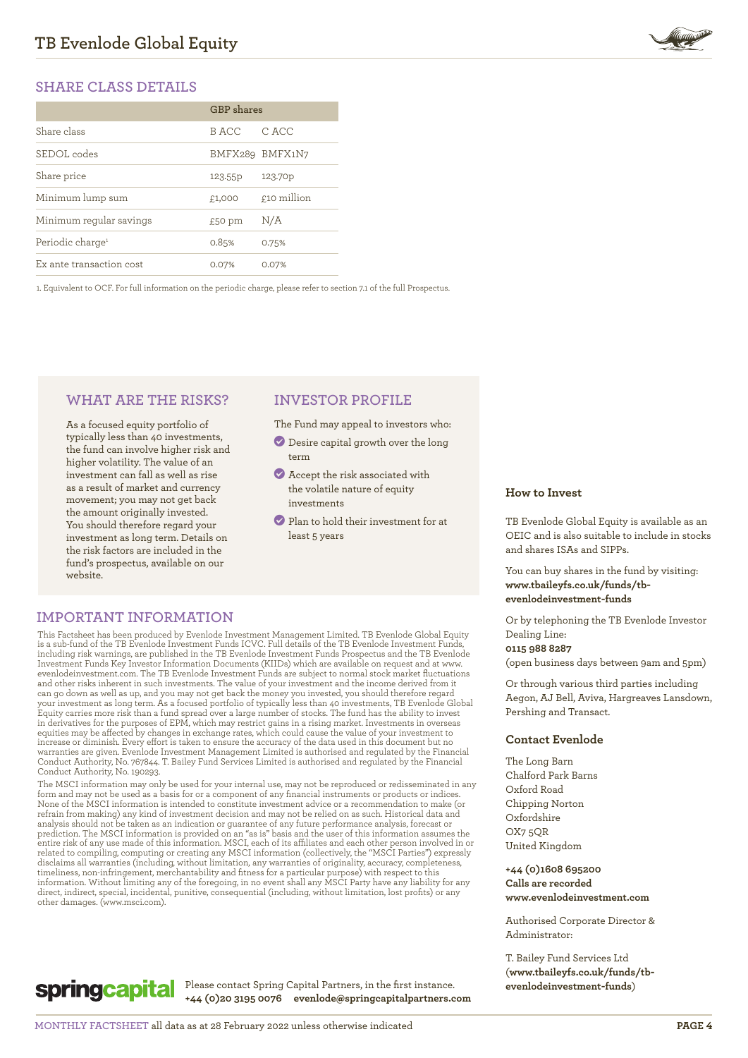## SHARE CLASS DETAILS

| | GBP shares | |
|---|---|---|
| Share class | B ACC | C ACC |
| SEDOL codes | BMFX289 | BMFX1N7 |
| Share price | 123.55p | 123.70p |
| Minimum lump sum | £1,000 | £10 million |
| Minimum regular savings | £50 pm | N/A |
| Periodic charge[1] | 0.85% | 0.75% |
| Ex ante transaction cost | 0.07% | 0.07% |

1. Equivalent to OCF. For full information on the periodic charge, please refer to section 7.1 of the full Prospectus.

## WHAT ARE THE RISKS?

As a focused equity portfolio of typically less than 40 investments, the fund can involve higher risk and higher volatility. The value of an investment can fall as well as rise as a result of market and currency movement; you may not get back the amount originally invested. You should therefore regard your investment as long term. Details on the risk factors are included in the fund's prospectus, available on our website.

## INVESTOR PROFILE

The Fund may appeal to investors who:

- Desire capital growth over the long term
- Accept the risk associated with the volatile nature of equity investments
- Plan to hold their investment for at least 5 years

## IMPORTANT INFORMATION

This Factsheet has been produced by Evenlode Investment Management Limited. TB Evenlode Global Equity is a sub-fund of the TB Evenlode Investment Funds ICVC. Full details of the TB Evenlode Investment Funds, including risk warnings, are published in the TB Evenlode Investment Funds Prospectus and the TB Evenlode Investment Funds Key Investor Information Documents (KIIDs) which are available on request and at www.evenlodeinvestment.com. The TB Evenlode Investment Funds are subject to normal stock market fluctuations and other risks inherent in such investments. The value of your investment and the income derived from it can go down as well as up, and you may not get back the money you invested, you should therefore regard your investment as long term. As a focused portfolio of typically less than 40 investments, TB Evenlode Global Equity carries more risk than a fund spread over a large number of stocks. The fund has the ability to invest in derivatives for the purposes of EPM, which may restrict gains in a rising market. Investments in overseas equities may be affected by changes in exchange rates, which could cause the value of your investment to increase or diminish. Every effort is taken to ensure the accuracy of the data used in this document but no warranties are given. Evenlode Investment Management Limited is authorised and regulated by the Financial Conduct Authority, No. 767844. T. Bailey Fund Services Limited is authorised and regulated by the Financial Conduct Authority, No. 190293.

The MSCI information may only be used for your internal use, may not be reproduced or redisseminated in any form and may not be used as a basis for or a component of any financial instruments or products or indices. None of the MSCI information is intended to constitute investment advice or a recommendation to make (or refrain from making) any kind of investment decision and may not be relied on as such. Historical data and analysis should not be taken as an indication or guarantee of any future performance analysis, forecast or prediction. The MSCI information is provided on an "as is" basis and the user of this information assumes the entire risk of any use made of this information. MSCI, each of its affiliates and each other person involved in or related to compiling, computing or creating any MSCI information (collectively, the "MSCI Parties") expressly disclaims all warranties (including, without limitation, any warranties of originality, accuracy, completeness, timeliness, non-infringement, merchantability and fitness for a particular purpose) with respect to this information. Without limiting any of the foregoing, in no event shall any MSCI Party have any liability for any direct, indirect, special, incidental, punitive, consequential (including, without limitation, lost profits) or any other damages. (www.msci.com).

springcapital

Please contact Spring Capital Partners, in the first instance.
**+44 (0)20 3195 0076 evenlode@springcapitalpartners.com**

### How to Invest

TB Evenlode Global Equity is available as an OEIC and is also suitable to include in stocks and shares ISAs and SIPPs.

You can buy shares in the fund by visiting:
**www.tbaileyfs.co.uk/funds/tb-evenlodeinvestment-funds**

Or by telephoning the TB Evenlode Investor Dealing Line:
**0115 988 8287**
(open business days between 9am and 5pm)

Or through various third parties including Aegon, AJ Bell, Aviva, Hargreaves Lansdown, Pershing and Transact.

### Contact Evenlode

The Long Barn
Chalford Park Barns
Oxford Road
Chipping Norton
Oxfordshire
OX7 5QR
United Kingdom

**+44 (0)1608 695200**
**Calls are recorded**
**www.evenlodeinvestment.com**

Authorised Corporate Director & Administrator:

T. Bailey Fund Services Ltd
(**www.tbaileyfs.co.uk/funds/tb-evenlodeinvestment-funds**)

MONTHLY FACTSHEET all data as at 28 February 2022 unless otherwise indicated